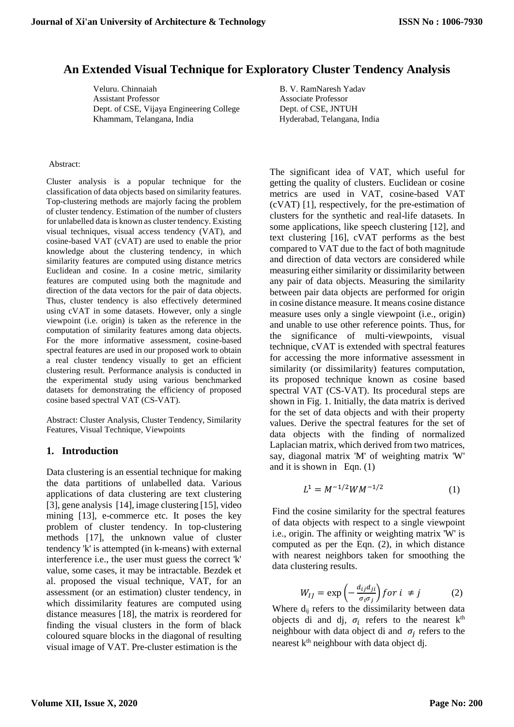# An Extended Visual Technique for Exploratory Cluster Tendency Analysis

Veluru. Chinnaiah
Assistant Professor
Dept. of CSE, Vijaya Engineering College
Khammam, Telangana, India

B. V. RamNaresh Yadav
Associate Professor
Dept. of CSE, JNTUH
Hyderabad, Telangana, India

Abstract:

Cluster analysis is a popular technique for the classification of data objects based on similarity features. Top-clustering methods are majorly facing the problem of cluster tendency. Estimation of the number of clusters for unlabelled data is known as cluster tendency. Existing visual techniques, visual access tendency (VAT), and cosine-based VAT (cVAT) are used to enable the prior knowledge about the clustering tendency, in which similarity features are computed using distance metrics Euclidean and cosine. In a cosine metric, similarity features are computed using both the magnitude and direction of the data vectors for the pair of data objects. Thus, cluster tendency is also effectively determined using cVAT in some datasets. However, only a single viewpoint (i.e. origin) is taken as the reference in the computation of similarity features among data objects. For the more informative assessment, cosine-based spectral features are used in our proposed work to obtain a real cluster tendency visually to get an efficient clustering result. Performance analysis is conducted in the experimental study using various benchmarked datasets for demonstrating the efficiency of proposed cosine based spectral VAT (CS-VAT).

Abstract: Cluster Analysis, Cluster Tendency, Similarity Features, Visual Technique, Viewpoints

## 1. Introduction

Data clustering is an essential technique for making the data partitions of unlabelled data. Various applications of data clustering are text clustering [3], gene analysis [14], image clustering [15], video mining [13], e-commerce etc. It poses the key problem of cluster tendency. In top-clustering methods [17], the unknown value of cluster tendency 'k' is attempted (in k-means) with external interference i.e., the user must guess the correct 'k' value, some cases, it may be intractable. Bezdek et al. proposed the visual technique, VAT, for an assessment (or an estimation) cluster tendency, in which dissimilarity features are computed using distance measures [18], the matrix is reordered for finding the visual clusters in the form of black coloured square blocks in the diagonal of resulting visual image of VAT. Pre-cluster estimation is the significant idea of VAT, which useful for getting the quality of clusters. Euclidean or cosine metrics are used in VAT, cosine-based VAT (cVAT) [1], respectively, for the pre-estimation of clusters for the synthetic and real-life datasets. In some applications, like speech clustering [12], and text clustering [16], cVAT performs as the best compared to VAT due to the fact of both magnitude and direction of data vectors are considered while measuring either similarity or dissimilarity between any pair of data objects. Measuring the similarity between pair data objects are performed for origin in cosine distance measure. It means cosine distance measure uses only a single viewpoint (i.e., origin) and unable to use other reference points. Thus, for the significance of multi-viewpoints, visual technique, cVAT is extended with spectral features for accessing the more informative assessment in similarity (or dissimilarity) features computation, its proposed technique known as cosine based spectral VAT (CS-VAT). Its procedural steps are shown in Fig. 1. Initially, the data matrix is derived for the set of data objects and with their property values. Derive the spectral features for the set of data objects with the finding of normalized Laplacian matrix, which derived from two matrices, say, diagonal matrix 'M' of weighting matrix 'W' and it is shown in Eqn. (1)

$$L^1 = M^{-1/2} W M^{-1/2} \quad (1)$$

Find the cosine similarity for the spectral features of data objects with respect to a single viewpoint i.e., origin. The affinity or weighting matrix 'W' is computed as per the Eqn. (2), in which distance with nearest neighbors taken for smoothing the data clustering results.

$$W_{IJ} = \exp\left(-\frac{d_{ij} d_{ji}}{\sigma_i \sigma_j}\right) for\ i \neq j \quad (2)$$

Where $d_{ij}$ refers to the dissimilarity between data objects di and dj, $\sigma_i$ refers to the nearest $k^{th}$ neighbour with data object di and $\sigma_j$ refers to the nearest $k^{th}$ neighbour with data object dj.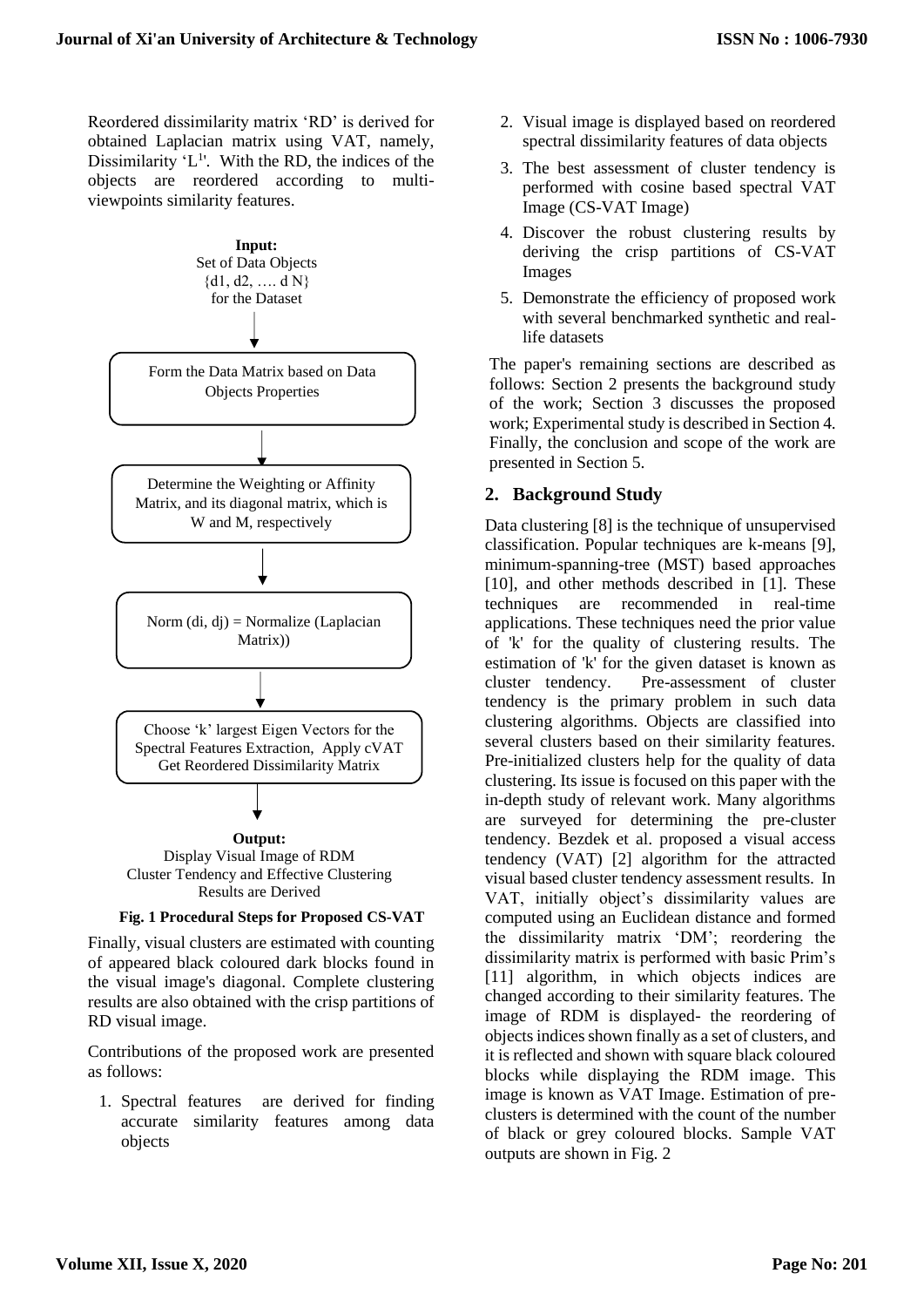Reordered dissimilarity matrix 'RD' is derived for obtained Laplacian matrix using VAT, namely, Dissimilarity '$L^1$'. With the RD, the indices of the objects are reordered according to multi-viewpoints similarity features.

**Input:**
Set of Data Objects
{d1, d2, …. d N}
for the Dataset

↓

Form the Data Matrix based on Data Objects Properties

↓

Determine the Weighting or Affinity Matrix, and its diagonal matrix, which is W and M, respectively

↓

Norm (di, dj) = Normalize (Laplacian Matrix))

↓

Choose 'k' largest Eigen Vectors for the Spectral Features Extraction, Apply cVAT Get Reordered Dissimilarity Matrix

↓

**Output:**
Display Visual Image of RDM
Cluster Tendency and Effective Clustering Results are Derived

**Fig. 1 Procedural Steps for Proposed CS-VAT**

Finally, visual clusters are estimated with counting of appeared black coloured dark blocks found in the visual image's diagonal. Complete clustering results are also obtained with the crisp partitions of RD visual image.

Contributions of the proposed work are presented as follows:

1. Spectral features are derived for finding accurate similarity features among data objects
2. Visual image is displayed based on reordered spectral dissimilarity features of data objects
3. The best assessment of cluster tendency is performed with cosine based spectral VAT Image (CS-VAT Image)
4. Discover the robust clustering results by deriving the crisp partitions of CS-VAT Images
5. Demonstrate the efficiency of proposed work with several benchmarked synthetic and real-life datasets

The paper's remaining sections are described as follows: Section 2 presents the background study of the work; Section 3 discusses the proposed work; Experimental study is described in Section 4. Finally, the conclusion and scope of the work are presented in Section 5.

## 2. Background Study

Data clustering [8] is the technique of unsupervised classification. Popular techniques are k-means [9], minimum-spanning-tree (MST) based approaches [10], and other methods described in [1]. These techniques are recommended in real-time applications. These techniques need the prior value of 'k' for the quality of clustering results. The estimation of 'k' for the given dataset is known as cluster tendency. Pre-assessment of cluster tendency is the primary problem in such data clustering algorithms. Objects are classified into several clusters based on their similarity features. Pre-initialized clusters help for the quality of data clustering. Its issue is focused on this paper with the in-depth study of relevant work. Many algorithms are surveyed for determining the pre-cluster tendency. Bezdek et al. proposed a visual access tendency (VAT) [2] algorithm for the attracted visual based cluster tendency assessment results. In VAT, initially object's dissimilarity values are computed using an Euclidean distance and formed the dissimilarity matrix 'DM'; reordering the dissimilarity matrix is performed with basic Prim's [11] algorithm, in which objects indices are changed according to their similarity features. The image of RDM is displayed- the reordering of objects indices shown finally as a set of clusters, and it is reflected and shown with square black coloured blocks while displaying the RDM image. This image is known as VAT Image. Estimation of pre-clusters is determined with the count of the number of black or grey coloured blocks. Sample VAT outputs are shown in Fig. 2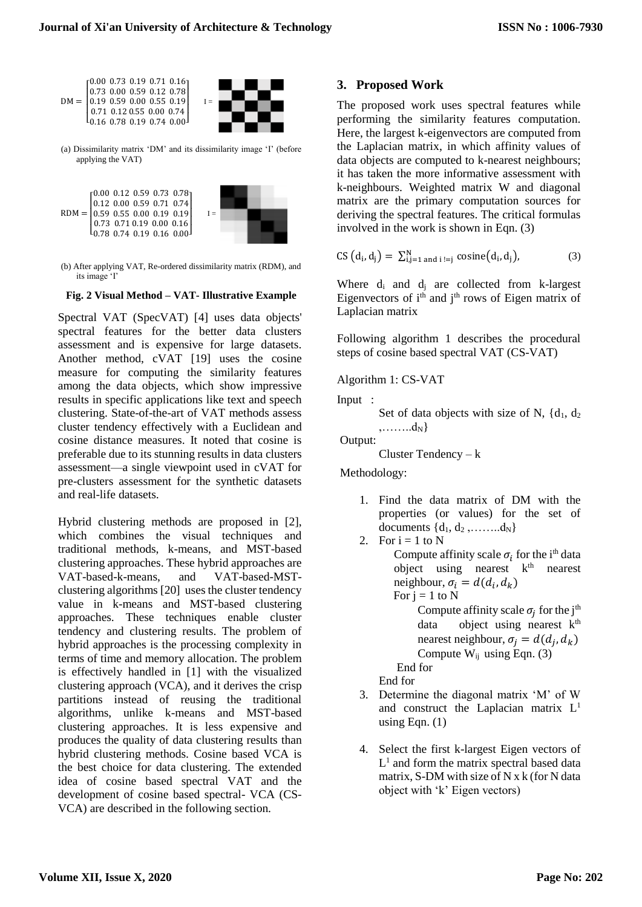$$
\mathrm{DM} = \begin{bmatrix} 0.00 & 0.73 & 0.19 & 0.71 & 0.16 \\ 0.73 & 0.00 & 0.59 & 0.12 & 0.78 \\ 0.19 & 0.59 & 0.00 & 0.55 & 0.19 \\ 0.71 & 0.12 & 0.55 & 0.00 & 0.74 \\ 0.16 & 0.78 & 0.19 & 0.74 & 0.00 \end{bmatrix} \quad \mathrm{I} =
$$

(a) Dissimilarity matrix 'DM' and its dissimilarity image 'I' (before applying the VAT)

$$
\mathrm{RDM} = \begin{bmatrix} 0.00 & 0.12 & 0.59 & 0.73 & 0.78 \\ 0.12 & 0.00 & 0.59 & 0.71 & 0.74 \\ 0.59 & 0.55 & 0.00 & 0.19 & 0.19 \\ 0.73 & 0.71 & 0.19 & 0.00 & 0.16 \\ 0.78 & 0.74 & 0.19 & 0.16 & 0.00 \end{bmatrix} \quad \mathrm{I} =
$$

(b) After applying VAT, Re-ordered dissimilarity matrix (RDM), and its image 'I'

**Fig. 2 Visual Method – VAT- Illustrative Example**

Spectral VAT (SpecVAT) [4] uses data objects' spectral features for the better data clusters assessment and is expensive for large datasets. Another method, cVAT [19] uses the cosine measure for computing the similarity features among the data objects, which show impressive results in specific applications like text and speech clustering. State-of-the-art of VAT methods assess cluster tendency effectively with a Euclidean and cosine distance measures. It noted that cosine is preferable due to its stunning results in data clusters assessment—a single viewpoint used in cVAT for pre-clusters assessment for the synthetic datasets and real-life datasets.

Hybrid clustering methods are proposed in [2], which combines the visual techniques and traditional methods, k-means, and MST-based clustering approaches. These hybrid approaches are VAT-based-k-means, and VAT-based-MST-clustering algorithms [20] uses the cluster tendency value in k-means and MST-based clustering approaches. These techniques enable cluster tendency and clustering results. The problem of hybrid approaches is the processing complexity in terms of time and memory allocation. The problem is effectively handled in [1] with the visualized clustering approach (VCA), and it derives the crisp partitions instead of reusing the traditional algorithms, unlike k-means and MST-based clustering approaches. It is less expensive and produces the quality of data clustering results than hybrid clustering methods. Cosine based VCA is the best choice for data clustering. The extended idea of cosine based spectral VAT and the development of cosine based spectral- VCA (CS-VCA) are described in the following section.

## 3. Proposed Work

The proposed work uses spectral features while performing the similarity features computation. Here, the largest k-eigenvectors are computed from the Laplacian matrix, in which affinity values of data objects are computed to k-nearest neighbours; it has taken the more informative assessment with k-neighbours. Weighted matrix W and diagonal matrix are the primary computation sources for deriving the spectral features. The critical formulas involved in the work is shown in Eqn. (3)

$$
\mathrm{CS}\left(\mathrm{d_i}, \mathrm{d_j}\right) = \sum_{\mathrm{i,j=1 \ and \ i \,!=j}}^{\mathrm{N}} \mathrm{cosine}\left(\mathrm{d_i}, \mathrm{d_j}\right), \tag{3}
$$

Where $d_i$ and $d_j$ are collected from k-largest Eigenvectors of i[th] and j[th] rows of Eigen matrix of Laplacian matrix

Following algorithm 1 describes the procedural steps of cosine based spectral VAT (CS-VAT)

Algorithm 1: CS-VAT

Input :

Set of data objects with size of N, $\{d_1, d_2, \ldots\ldots d_N\}$

Output:

Cluster Tendency – k

Methodology:

1. Find the data matrix of DM with the properties (or values) for the set of documents $\{d_1, d_2, \ldots\ldots d_N\}$
2. For i = 1 to N
   - Compute affinity scale $\sigma_i$ for the i[th] data object using nearest k[th] nearest neighbour, $\sigma_i = d(d_i, d_k)$
   - For j = 1 to N
     - Compute affinity scale $\sigma_j$ for the j[th] data object using nearest k[th] nearest neighbour, $\sigma_j = d(d_j, d_k)$
     - Compute $W_{ij}$ using Eqn. (3)
   - End for
   
   End for
3. Determine the diagonal matrix 'M' of W and construct the Laplacian matrix $L^1$ using Eqn. (1)
4. Select the first k-largest Eigen vectors of $L^1$ and form the matrix spectral based data matrix, S-DM with size of N x k (for N data object with 'k' Eigen vectors)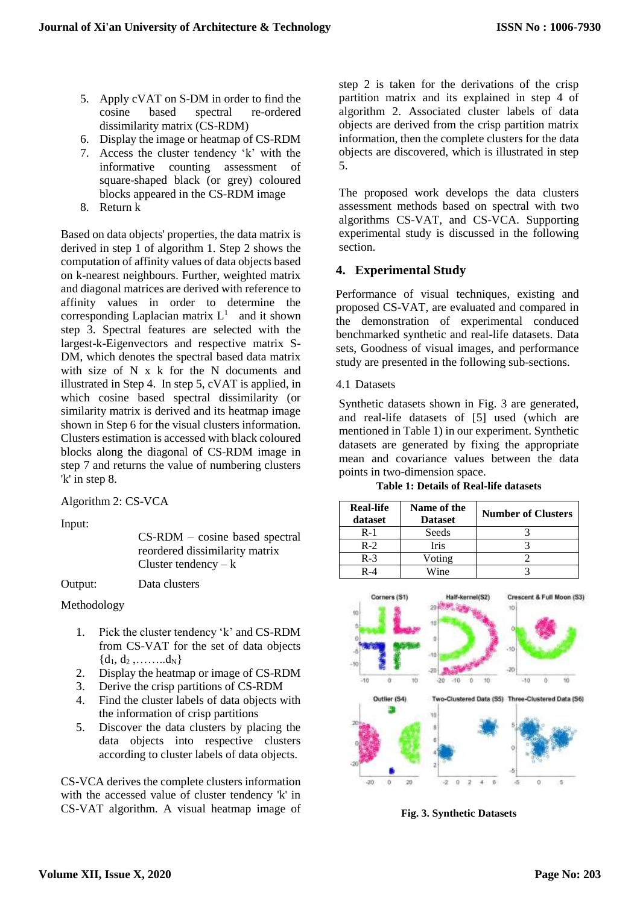5. Apply cVAT on S-DM in order to find the cosine based spectral re-ordered dissimilarity matrix (CS-RDM)
6. Display the image or heatmap of CS-RDM
7. Access the cluster tendency 'k' with the informative counting assessment of square-shaped black (or grey) coloured blocks appeared in the CS-RDM image
8. Return k

Based on data objects' properties, the data matrix is derived in step 1 of algorithm 1. Step 2 shows the computation of affinity values of data objects based on k-nearest neighbours. Further, weighted matrix and diagonal matrices are derived with reference to affinity values in order to determine the corresponding Laplacian matrix $L^1$ and it shown step 3. Spectral features are selected with the largest-k-Eigenvectors and respective matrix S-DM, which denotes the spectral based data matrix with size of N x k for the N documents and illustrated in Step 4. In step 5, cVAT is applied, in which cosine based spectral dissimilarity (or similarity matrix is derived and its heatmap image shown in Step 6 for the visual clusters information. Clusters estimation is accessed with black coloured blocks along the diagonal of CS-RDM image in step 7 and returns the value of numbering clusters 'k' in step 8.

Algorithm 2: CS-VCA

Input:

CS-RDM – cosine based spectral reordered dissimilarity matrix
Cluster tendency – k

Output: Data clusters

Methodology

1. Pick the cluster tendency 'k' and CS-RDM from CS-VAT for the set of data objects $\{d_1, d_2, \ldots\ldots d_N\}$
2. Display the heatmap or image of CS-RDM
3. Derive the crisp partitions of CS-RDM
4. Find the cluster labels of data objects with the information of crisp partitions
5. Discover the data clusters by placing the data objects into respective clusters according to cluster labels of data objects.

CS-VCA derives the complete clusters information with the accessed value of cluster tendency 'k' in CS-VAT algorithm. A visual heatmap image of step 2 is taken for the derivations of the crisp partition matrix and its explained in step 4 of algorithm 2. Associated cluster labels of data objects are derived from the crisp partition matrix information, then the complete clusters for the data objects are discovered, which is illustrated in step 5.

The proposed work develops the data clusters assessment methods based on spectral with two algorithms CS-VAT, and CS-VCA. Supporting experimental study is discussed in the following section.

## 4. Experimental Study

Performance of visual techniques, existing and proposed CS-VAT, are evaluated and compared in the demonstration of experimental conducted benchmarked synthetic and real-life datasets. Data sets, Goodness of visual images, and performance study are presented in the following sub-sections.

### 4.1 Datasets

Synthetic datasets shown in Fig. 3 are generated, and real-life datasets of [5] used (which are mentioned in Table 1) in our experiment. Synthetic datasets are generated by fixing the appropriate mean and covariance values between the data points in two-dimension space.

**Table 1: Details of Real-life datasets**

| Real-life dataset | Name of the Dataset | Number of Clusters |
|---|---|---|
| R-1 | Seeds | 3 |
| R-2 | Iris | 3 |
| R-3 | Voting | 2 |
| R-4 | Wine | 3 |

**Fig. 3. Synthetic Datasets**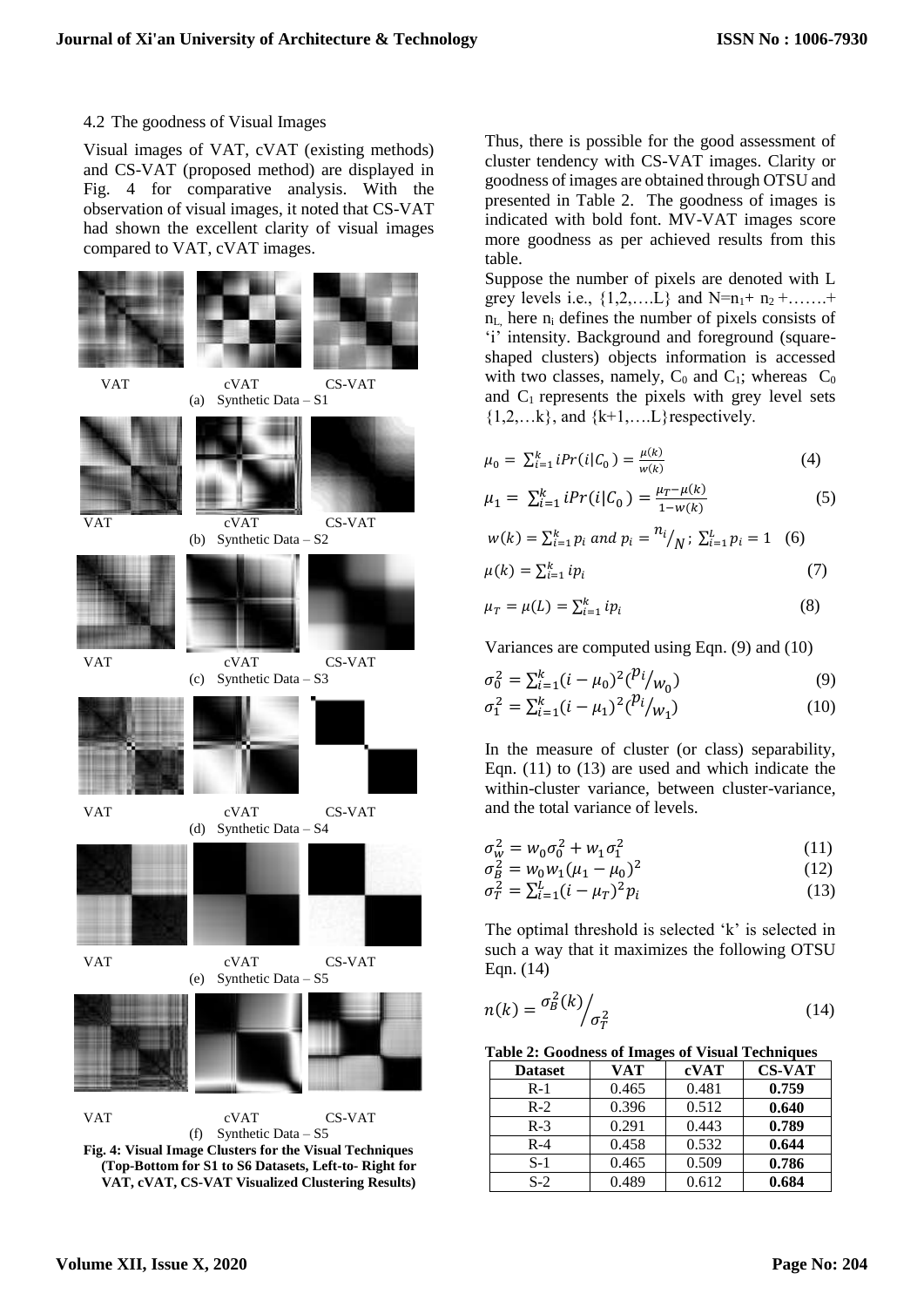### 4.2 The goodness of Visual Images

Visual images of VAT, cVAT (existing methods) and CS-VAT (proposed method) are displayed in Fig. 4 for comparative analysis. With the observation of visual images, it noted that CS-VAT had shown the excellent clarity of visual images compared to VAT, cVAT images.

VAT cVAT CS-VAT
(a) Synthetic Data – S1

VAT cVAT CS-VAT
(b) Synthetic Data – S2

VAT cVAT CS-VAT
(c) Synthetic Data – S3

VAT cVAT CS-VAT
(d) Synthetic Data – S4

VAT cVAT CS-VAT
(e) Synthetic Data – S5

VAT cVAT CS-VAT
(f) Synthetic Data – S5

**Fig. 4: Visual Image Clusters for the Visual Techniques (Top-Bottom for S1 to S6 Datasets, Left-to- Right for VAT, cVAT, CS-VAT Visualized Clustering Results)**

Thus, there is possible for the good assessment of cluster tendency with CS-VAT images. Clarity or goodness of images are obtained through OTSU and presented in Table 2. The goodness of images is indicated with bold font. MV-VAT images score more goodness as per achieved results from this table.

Suppose the number of pixels are denoted with L grey levels i.e., $\{1,2,\ldots.L\}$ and $N=n_1+n_2+\ldots\ldots+n_L$, here $n_i$ defines the number of pixels consists of 'i' intensity. Background and foreground (square-shaped clusters) objects information is accessed with two classes, namely, $C_0$ and $C_1$; whereas $C_0$ and $C_1$ represents the pixels with grey level sets $\{1,2,\ldots k\}$, and $\{k+1,\ldots.L\}$ respectively.

$$\mu_0 = \sum_{i=1}^{k} iPr(i|C_0) = \frac{\mu(k)}{w(k)} \tag{4}$$

$$\mu_1 = \sum_{i=1}^{k} iPr(i|C_0) = \frac{\mu_T - \mu(k)}{1-w(k)} \tag{5}$$

$$w(k) = \sum_{i=1}^{k} p_i \text{ and } p_i = {}^{n_i}/_{N};\ \sum_{i=1}^{L} p_i = 1 \tag{6}$$

$$\mu(k) = \sum_{i=1}^{k} ip_i \tag{7}$$

$$\mu_T = \mu(L) = \sum_{i=1}^{k} ip_i \tag{8}$$

Variances are computed using Eqn. (9) and (10)

$$\sigma_0^2 = \sum_{i=1}^{k} (i-\mu_0)^2 ({}^{p_i}/_{w_0}) \tag{9}$$

$$\sigma_1^2 = \sum_{i=1}^{k} (i-\mu_1)^2 ({}^{p_i}/_{w_1}) \tag{10}$$

In the measure of cluster (or class) separability, Eqn. (11) to (13) are used and which indicate the within-cluster variance, between cluster-variance, and the total variance of levels.

$$\sigma_w^2 = w_0\sigma_0^2 + w_1\sigma_1^2 \tag{11}$$

$$\sigma_B^2 = w_0 w_1 (\mu_1 - \mu_0)^2 \tag{12}$$

$$\sigma_T^2 = \sum_{i=1}^{L} (i-\mu_T)^2 p_i \tag{13}$$

The optimal threshold is selected 'k' is selected in such a way that it maximizes the following OTSU Eqn. (14)

$$n(k) = {}^{\sigma_B^2(k)}\Big/_{\sigma_T^2} \tag{14}$$

**Table 2: Goodness of Images of Visual Techniques**

| Dataset | VAT | cVAT | CS-VAT |
|---|---|---|---|
| R-1 | 0.465 | 0.481 | **0.759** |
| R-2 | 0.396 | 0.512 | **0.640** |
| R-3 | 0.291 | 0.443 | **0.789** |
| R-4 | 0.458 | 0.532 | **0.644** |
| S-1 | 0.465 | 0.509 | **0.786** |
| S-2 | 0.489 | 0.612 | **0.684** |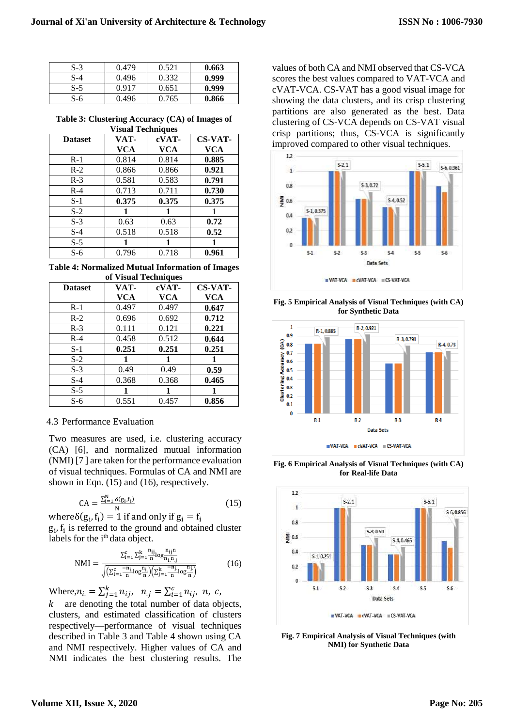| S-3 | 0.479 | 0.521 | **0.663** |
|---|---|---|---|
| S-4 | 0.496 | 0.332 | **0.999** |
| S-5 | 0.917 | 0.651 | **0.999** |
| S-6 | 0.496 | 0.765 | **0.866** |

**Table 3: Clustering Accuracy (CA) of Images of Visual Techniques**

| Dataset | VAT-VCA | cVAT-VCA | CS-VAT-VCA |
|---|---|---|---|
| R-1 | 0.814 | 0.814 | **0.885** |
| R-2 | 0.866 | 0.866 | **0.921** |
| R-3 | 0.581 | 0.583 | **0.791** |
| R-4 | 0.713 | 0.711 | **0.730** |
| S-1 | **0.375** | **0.375** | 0.375 |
| S-2 | **1** | **1** | 1 |
| S-3 | 0.63 | 0.63 | **0.72** |
| S-4 | 0.518 | 0.518 | **0.52** |
| S-5 | **1** | **1** | **1** |
| S-6 | 0.796 | 0.718 | **0.961** |

**Table 4: Normalized Mutual Information of Images of Visual Techniques**

| Dataset | VAT-VCA | cVAT-VCA | CS-VAT-VCA |
|---|---|---|---|
| R-1 | 0.497 | 0.497 | **0.647** |
| R-2 | 0.696 | 0.692 | **0.712** |
| R-3 | 0.111 | 0.121 | **0.221** |
| R-4 | 0.458 | 0.512 | **0.644** |
| S-1 | **0.251** | **0.251** | **0.251** |
| S-2 | **1** | **1** | **1** |
| S-3 | 0.49 | 0.49 | **0.59** |
| S-4 | 0.368 | 0.368 | **0.465** |
| S-5 | **1** | **1** | **1** |
| S-6 | 0.551 | 0.457 | **0.856** |

4.3 Performance Evaluation

Two measures are used, i.e. clustering accuracy (CA) [6], and normalized mutual information (NMI) [7 ] are taken for the performance evaluation of visual techniques. Formulas of CA and NMI are shown in Eqn. (15) and (16), respectively.

$$\mathrm{CA} = \frac{\sum_{i=1}^{N} \delta(g_i, f_i)}{N} \tag{15}$$

where $\delta(g_i, f_i) = 1$ if and only if $g_i = f_i$

$g_i, f_i$ is referred to the ground and obtained cluster labels for the $i^{th}$ data object.

$$\mathrm{NMI} = \frac{\sum_{i=1}^{c}\sum_{j=1}^{k} \frac{n_{ij}}{n} \log \frac{n_{ij} n}{n_i n_j}}{\sqrt{\left(\sum_{i=1}^{c} \frac{-n_i}{n} \log \frac{n_i}{n}\right)\left(\sum_{j=1}^{k} \frac{-n_j}{n} \log \frac{n_j}{n}\right)}} \tag{16}$$

Where, $n_{i.} = \sum_{j=1}^{k} n_{ij}$, $n_{.j} = \sum_{i=1}^{c} n_{ij}$, $n$, $c$, $k$ are denoting the total number of data objects, clusters, and estimated classification of clusters respectively—performance of visual techniques described in Table 3 and Table 4 shown using CA and NMI respectively. Higher values of CA and NMI indicates the best clustering results. The values of both CA and NMI observed that CS-VCA scores the best values compared to VAT-VCA and cVAT-VCA. CS-VAT has a good visual image for showing the data clusters, and its crisp clustering partitions are also generated as the best. Data clustering of CS-VCA depends on CS-VAT visual crisp partitions; thus, CS-VCA is significantly improved compared to other visual techniques.

**Fig. 5 Empirical Analysis of Visual Techniques (with CA) for Synthetic Data**

**Fig. 6 Empirical Analysis of Visual Techniques (with CA) for Real-life Data**

**Fig. 7 Empirical Analysis of Visual Techniques (with NMI) for Synthetic Data**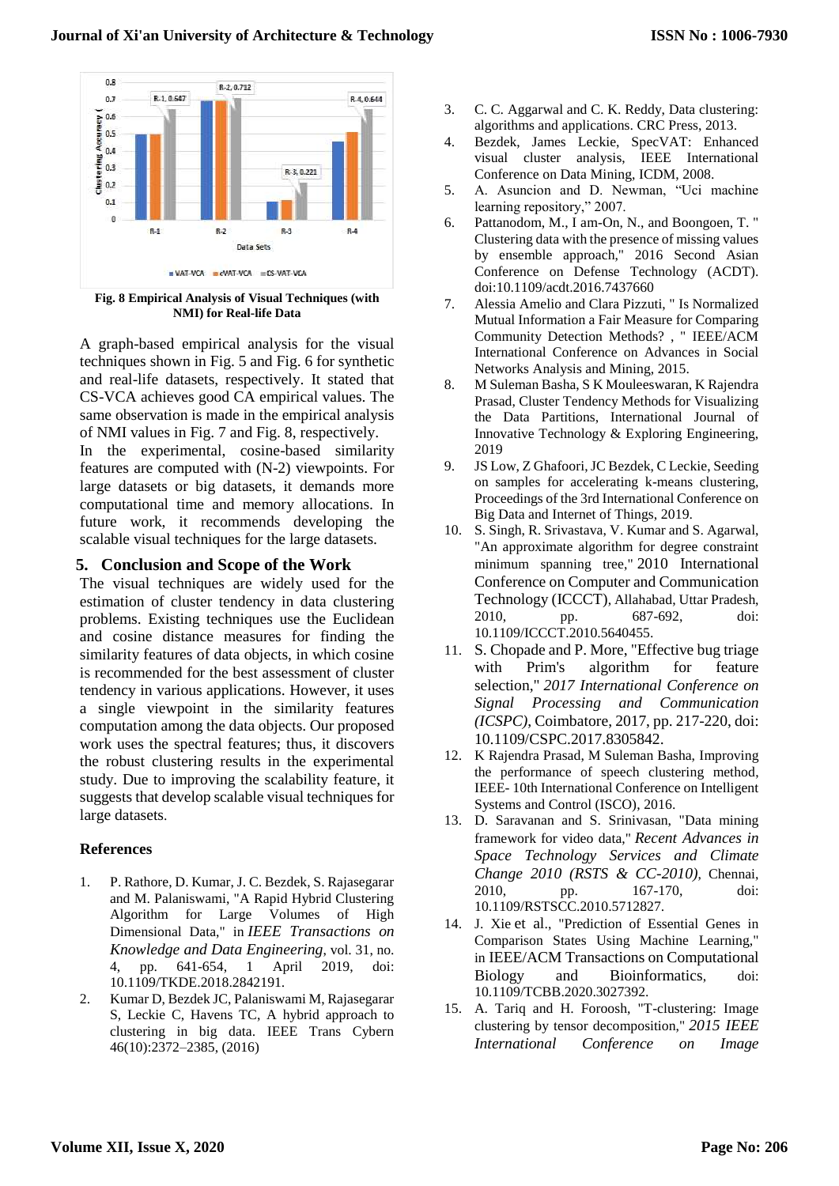Fig. 8 Empirical Analysis of Visual Techniques (with NMI) for Real-life Data

A graph-based empirical analysis for the visual techniques shown in Fig. 5 and Fig. 6 for synthetic and real-life datasets, respectively. It stated that CS-VCA achieves good CA empirical values. The same observation is made in the empirical analysis of NMI values in Fig. 7 and Fig. 8, respectively.

In the experimental, cosine-based similarity features are computed with (N-2) viewpoints. For large datasets or big datasets, it demands more computational time and memory allocations. In future work, it recommends developing the scalable visual techniques for the large datasets.

## 5. Conclusion and Scope of the Work

The visual techniques are widely used for the estimation of cluster tendency in data clustering problems. Existing techniques use the Euclidean and cosine distance measures for finding the similarity features of data objects, in which cosine is recommended for the best assessment of cluster tendency in various applications. However, it uses a single viewpoint in the similarity features computation among the data objects. Our proposed work uses the spectral features; thus, it discovers the robust clustering results in the experimental study. Due to improving the scalability feature, it suggests that develop scalable visual techniques for large datasets.

## References

1. P. Rathore, D. Kumar, J. C. Bezdek, S. Rajasegarar and M. Palaniswami, "A Rapid Hybrid Clustering Algorithm for Large Volumes of High Dimensional Data," in *IEEE Transactions on Knowledge and Data Engineering*, vol. 31, no. 4, pp. 641-654, 1 April 2019, doi: 10.1109/TKDE.2018.2842191.
2. Kumar D, Bezdek JC, Palaniswami M, Rajasegarar S, Leckie C, Havens TC, A hybrid approach to clustering in big data. IEEE Trans Cybern 46(10):2372–2385, (2016)
3. C. C. Aggarwal and C. K. Reddy, Data clustering: algorithms and applications. CRC Press, 2013.
4. Bezdek, James Leckie, SpecVAT: Enhanced visual cluster analysis, IEEE International Conference on Data Mining, ICDM, 2008.
5. A. Asuncion and D. Newman, “Uci machine learning repository,” 2007.
6. Pattanodom, M., I am-On, N., and Boongoen, T. " Clustering data with the presence of missing values by ensemble approach," 2016 Second Asian Conference on Defense Technology (ACDT). doi:10.1109/acdt.2016.7437660
7. Alessia Amelio and Clara Pizzuti, " Is Normalized Mutual Information a Fair Measure for Comparing Community Detection Methods? , " IEEE/ACM International Conference on Advances in Social Networks Analysis and Mining, 2015.
8. M Suleman Basha, S K Mouleeswaran, K Rajendra Prasad, Cluster Tendency Methods for Visualizing the Data Partitions, International Journal of Innovative Technology & Exploring Engineering, 2019
9. JS Low, Z Ghafoori, JC Bezdek, C Leckie, Seeding on samples for accelerating k-means clustering, Proceedings of the 3rd International Conference on Big Data and Internet of Things, 2019.
10. S. Singh, R. Srivastava, V. Kumar and S. Agarwal, "An approximate algorithm for degree constraint minimum spanning tree," 2010 International Conference on Computer and Communication Technology (ICCCT), Allahabad, Uttar Pradesh, 2010, pp. 687-692, doi: 10.1109/ICCCT.2010.5640455.
11. S. Chopade and P. More, "Effective bug triage with Prim's algorithm for feature selection," *2017 International Conference on Signal Processing and Communication (ICSPC)*, Coimbatore, 2017, pp. 217-220, doi: 10.1109/CSPC.2017.8305842.
12. K Rajendra Prasad, M Suleman Basha, Improving the performance of speech clustering method, IEEE- 10th International Conference on Intelligent Systems and Control (ISCO), 2016.
13. D. Saravanan and S. Srinivasan, "Data mining framework for video data," *Recent Advances in Space Technology Services and Climate Change 2010 (RSTS & CC-2010)*, Chennai, 2010, pp. 167-170, doi: 10.1109/RSTSCC.2010.5712827.
14. J. Xie et al., "Prediction of Essential Genes in Comparison States Using Machine Learning," in IEEE/ACM Transactions on Computational Biology and Bioinformatics, doi: 10.1109/TCBB.2020.3027392.
15. A. Tariq and H. Foroosh, "T-clustering: Image clustering by tensor decomposition," *2015 IEEE International Conference on Image*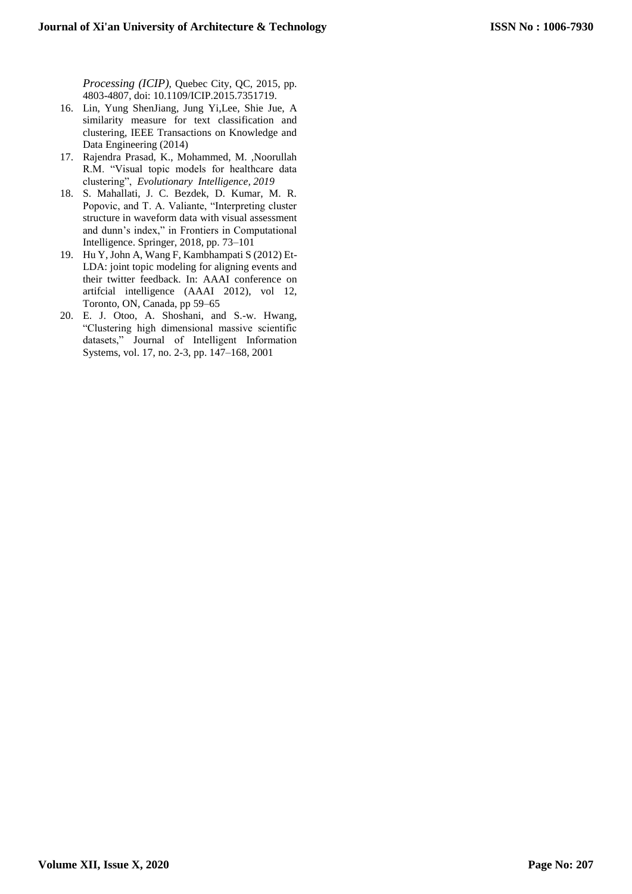*Processing (ICIP)*, Quebec City, QC, 2015, pp. 4803-4807, doi: 10.1109/ICIP.2015.7351719.

16. Lin, Yung ShenJiang, Jung Yi,Lee, Shie Jue, A similarity measure for text classification and clustering, IEEE Transactions on Knowledge and Data Engineering (2014)
17. Rajendra Prasad, K., Mohammed, M. ,Noorullah R.M. "Visual topic models for healthcare data clustering", *Evolutionary Intelligence, 2019*
18. S. Mahallati, J. C. Bezdek, D. Kumar, M. R. Popovic, and T. A. Valiante, "Interpreting cluster structure in waveform data with visual assessment and dunn's index," in Frontiers in Computational Intelligence. Springer, 2018, pp. 73–101
19. Hu Y, John A, Wang F, Kambhampati S (2012) Et-LDA: joint topic modeling for aligning events and their twitter feedback. In: AAAI conference on artifcial intelligence (AAAI 2012), vol 12, Toronto, ON, Canada, pp 59–65
20. E. J. Otoo, A. Shoshani, and S.-w. Hwang, "Clustering high dimensional massive scientific datasets," Journal of Intelligent Information Systems, vol. 17, no. 2-3, pp. 147–168, 2001